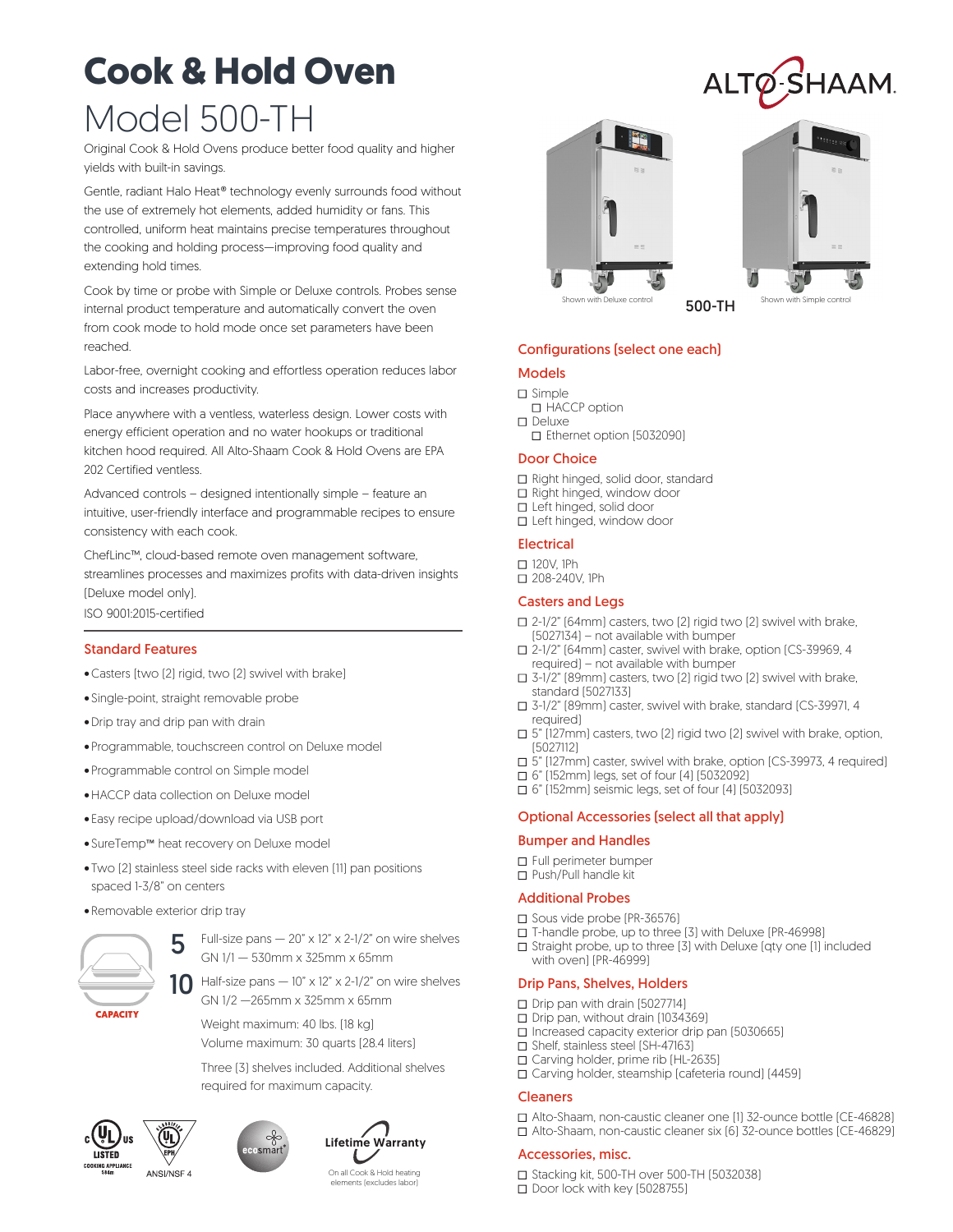# Cook & Hold Oven

## Model 500-TH

Original Cook & Hold Ovens produce better food quality and higher yields with built-in savings.

Gentle, radiant Halo Heat® technology evenly surrounds food without the use of extremely hot elements, added humidity or fans. This controlled, uniform heat maintains precise temperatures throughout the cooking and holding process—improving food quality and extending hold times.

Cook by time or probe with Simple or Deluxe controls. Probes sense internal product temperature and automatically convert the oven from cook mode to hold mode once set parameters have been reached.

Labor-free, overnight cooking and effortless operation reduces labor costs and increases productivity.

Place anywhere with a ventless, waterless design. Lower costs with energy efficient operation and no water hookups or traditional kitchen hood required. All Alto-Shaam Cook & Hold Ovens are EPA 202 Certified ventless.

Advanced controls – designed intentionally simple – feature an intuitive, user-friendly interface and programmable recipes to ensure consistency with each cook.

ChefLinc™, cloud-based remote oven management software, streamlines processes and maximizes profits with data-driven insights (Deluxe model only).

ISO 9001:2015-certified

### Standard Features

- Casters (two (2) rigid, two (2) swivel with brake)
- Single-point, straight removable probe
- Drip tray and drip pan with drain
- Programmable, touchscreen control on Deluxe model
- Programmable control on Simple model
- HACCP data collection on Deluxe model
- Easy recipe upload/download via USB port
- SureTemp™ heat recovery on Deluxe model
- Two (2) stainless steel side racks with eleven (11) pan positions spaced 1-3/8" on centers
- Removable exterior drip tray

CAPACITY

**5** Full-size pans — 20" x 12" x 2-1/2" on wire shelves
GN 1/1 — 530mm x 325mm x 65mm

**10** Half-size pans — 10" x 12" x 2-1/2" on wire shelves
GN 1/2 —265mm x 325mm x 65mm

Weight maximum: 40 lbs. (18 kg)
Volume maximum: 30 quarts (28.4 liters)

Three (3) shelves included. Additional shelves required for maximum capacity.

c UL us LISTED COOKING APPLIANCE

ANSI/NSF 4

ecosmart

Lifetime Warranty
On all Cook & Hold heating elements (excludes labor)

ALTO-SHAAM

Shown with Deluxe control — 500-TH — Shown with Simple control

### Configurations (select one each)

#### Models

- ☐ Simple
  - ☐ HACCP option
- ☐ Deluxe
  - ☐ Ethernet option (5032090)

#### Door Choice

- ☐ Right hinged, solid door, standard
- ☐ Right hinged, window door
- ☐ Left hinged, solid door
- ☐ Left hinged, window door

#### Electrical

- ☐ 120V, 1Ph
- ☐ 208-240V, 1Ph

#### Casters and Legs

- ☐ 2-1/2" (64mm) casters, two (2) rigid two (2) swivel with brake, (5027134) – not available with bumper
- ☐ 2-1/2" (64mm) caster, swivel with brake, option (CS-39969, 4 required) – not available with bumper
- ☐ 3-1/2" (89mm) casters, two (2) rigid two (2) swivel with brake, standard (5027133)
- ☐ 3-1/2" (89mm) caster, swivel with brake, standard (CS-39971, 4 required)
- ☐ 5" (127mm) casters, two (2) rigid two (2) swivel with brake, option, (5027112)
- ☐ 5" (127mm) caster, swivel with brake, option (CS-39973, 4 required)
- ☐ 6" (152mm) legs, set of four (4) (5032092)
- ☐ 6" (152mm) seismic legs, set of four (4) (5032093)

### Optional Accessories (select all that apply)

#### Bumper and Handles

- ☐ Full perimeter bumper
- ☐ Push/Pull handle kit

#### Additional Probes

- ☐ Sous vide probe (PR-36576)
- ☐ T-handle probe, up to three (3) with Deluxe (PR-46998)
- ☐ Straight probe, up to three (3) with Deluxe (qty one (1) included with oven) (PR-46999)

#### Drip Pans, Shelves, Holders

- ☐ Drip pan with drain (5027714)
- ☐ Drip pan, without drain (1034369)
- ☐ Increased capacity exterior drip pan (5030665)
- ☐ Shelf, stainless steel (SH-47163)
- ☐ Carving holder, prime rib (HL-2635)
- ☐ Carving holder, steamship (cafeteria round) (4459)

#### Cleaners

- ☐ Alto-Shaam, non-caustic cleaner one (1) 32-ounce bottle (CE-46828)
- ☐ Alto-Shaam, non-caustic cleaner six (6) 32-ounce bottles (CE-46829)

#### Accessories, misc.

- ☐ Stacking kit, 500-TH over 500-TH (5032038)
- ☐ Door lock with key (5028755)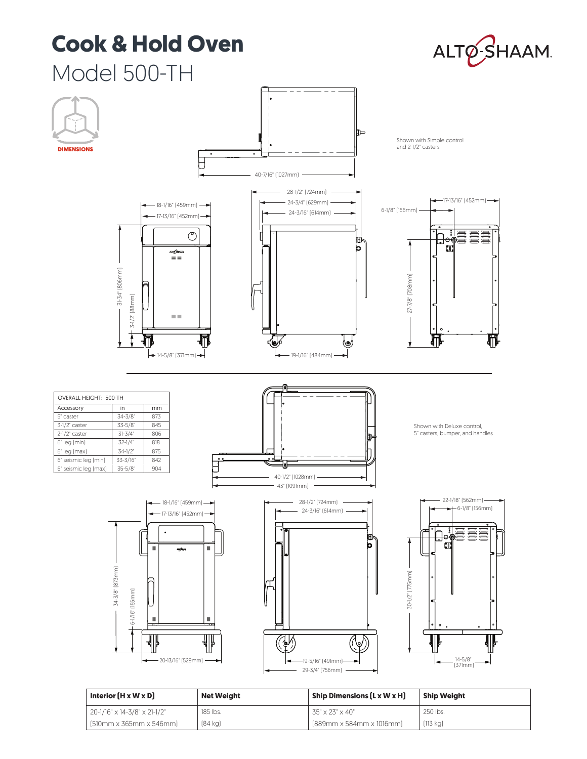# Cook & Hold Oven

Model 500-TH

ALTO-SHAAM

DIMENSIONS

Shown with Simple control and 2-1/2" casters

40-7/16" (1027mm)

18-1/16" (459mm)
17-13/16" (452mm)
31-3/4" (806mm)
3-1/2" (88mm)
14-5/8" (371mm)

28-1/2" (724mm)
24-3/4" (629mm)
24-3/16" (614mm)
19-1/16" (484mm)

6-1/8" (156mm)
17-13/16" (452mm)
27-7/8" (708mm)

| OVERALL HEIGHT: 500-TH | | |
|---|---|---|
| Accessory | in | mm |
| 5" caster | 34-3/8" | 873 |
| 3-1/2" caster | 33-5/8" | 845 |
| 2-1/2" caster | 31-3/4" | 806 |
| 6" leg (min) | 32-1/4" | 818 |
| 6" leg (max) | 34-1/2" | 875 |
| 6" seismic leg (min) | 33-3/16" | 842 |
| 6" seismic leg (max) | 35-5/8" | 904 |

Shown with Deluxe control, 5" casters, bumper, and handles

40-1/2" (1028mm)
43" (1091mm)

18-1/16" (459mm)
17-13/16" (452mm)
34-3/8" (873mm)
6-1/16" (155mm)
20-13/16" (529mm)

28-1/2" (724mm)
24-3/16" (614mm)
19-5/16" (491mm)
29-3/4" (756mm)

22-1/18" (562mm)
6-1/8" (156mm)
30-1/2" (775mm)
14-5/8" (371mm)

| Interior (H x W x D) | Net Weight | Ship Dimensions (L x W x H) | Ship Weight |
|---|---|---|---|
| 20-1/16" x 14-3/8" x 21-1/2" (510mm x 365mm x 546mm) | 185 lbs. (84 kg) | 35" x 23" x 40" (889mm x 584mm x 1016mm) | 250 lbs. (113 kg) |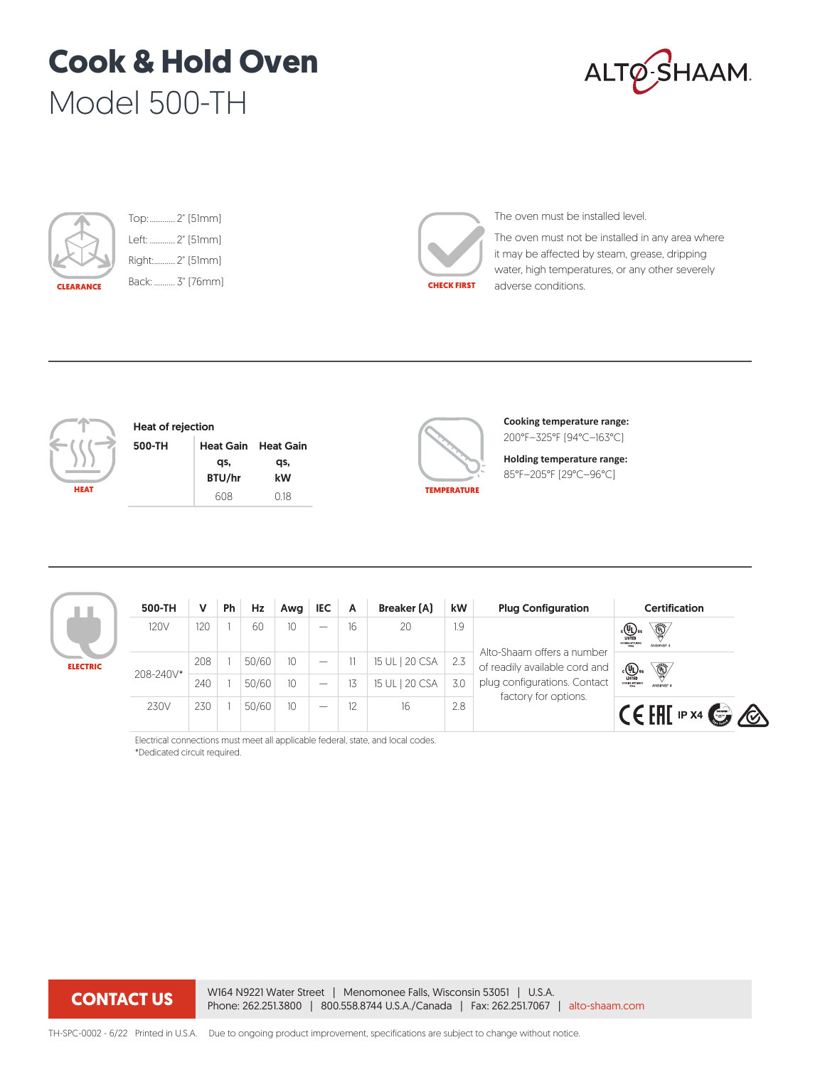# Cook & Hold Oven

## Model 500-TH

ALTO-SHAAM

**CLEARANCE**

Top: ........... 2" [51mm]
Left: ........... 2" [51mm]
Right:.......... 2" [51mm]
Back: ......... 3" [76mm]

**CHECK FIRST**

The oven must be installed level.

The oven must not be installed in any area where it may be affected by steam, grease, dripping water, high temperatures, or any other severely adverse conditions.

**HEAT**

**Heat of rejection**

| 500-TH | Heat Gain qs, BTU/hr | Heat Gain qs, kW |
|---|---|---|
| | 608 | 0.18 |

**TEMPERATURE**

**Cooking temperature range:**
200°F–325°F [94°C–163°C]

**Holding temperature range:**
85°F–205°F [29°C–96°C]

**ELECTRIC**

| 500-TH | V | Ph | Hz | Awg | IEC | A | Breaker (A) | kW | Plug Configuration | Certification |
|---|---|---|---|---|---|---|---|---|---|---|
| 120V | 120 | 1 | 60 | 10 | — | 16 | 20 | 1.9 | Alto-Shaam offers a number of readily available cord and plug configurations. Contact factory for options. | cULus, UL EPH Classified ANSI/NSF 4 |
| 208-240V* | 208 | 1 | 50/60 | 10 | — | 11 | 15 UL \| 20 CSA | 2.3 | | cULus, UL EPH Classified ANSI/NSF 4 |
| | 240 | 1 | 50/60 | 10 | — | 13 | 15 UL \| 20 CSA | 3.0 | | |
| 230V | 230 | 1 | 50/60 | 10 | — | 12 | 16 | 2.8 | | CE, EAC, IP X4 |

Electrical connections must meet all applicable federal, state, and local codes.
*Dedicated circuit required.

**CONTACT US**

W164 N9221 Water Street | Menomonee Falls, Wisconsin 53051 | U.S.A.
Phone: 262.251.3800 | 800.558.8744 U.S.A./Canada | Fax: 262.251.7067 | alto-shaam.com

TH-SPC-0002 - 6/22 Printed in U.S.A. Due to ongoing product improvement, specifications are subject to change without notice.